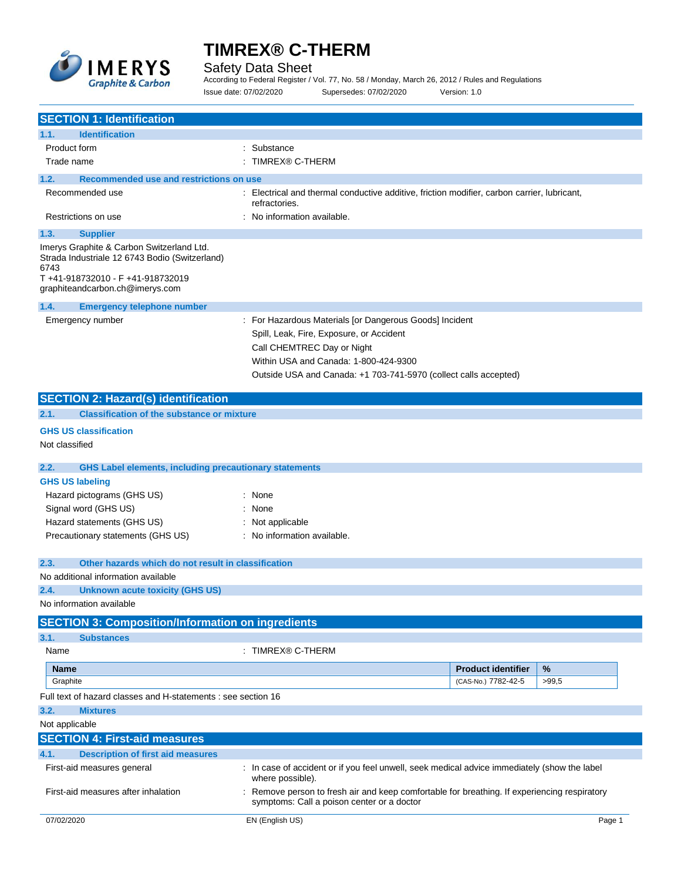# TIMREX® C-THERM

Safety Data Sheet

According to Federal Register / Vol. 77, No. 58 / Monday, March 26, 2012 / Rules and Regulations

Issue date: 07/02/2020 Supersedes: 07/02/2020 Version: 1.0

## SECTION 1: Identification

### 1.1. Identification

| | |
|---|---|
| Product form | : Substance |
| Trade name | : TIMREX® C-THERM |

### 1.2. Recommended use and restrictions on use

| | |
|---|---|
| Recommended use | : Electrical and thermal conductive additive, friction modifier, carbon carrier, lubricant, refractories. |
| Restrictions on use | : No information available. |

### 1.3. Supplier

Imerys Graphite & Carbon Switzerland Ltd.
Strada Industriale 12 6743 Bodio (Switzerland)
6743
T +41-918732010 - F +41-918732019
graphiteandcarbon.ch@imerys.com

### 1.4. Emergency telephone number

Emergency number : For Hazardous Materials [or Dangerous Goods] Incident
Spill, Leak, Fire, Exposure, or Accident
Call CHEMTREC Day or Night
Within USA and Canada: 1-800-424-9300
Outside USA and Canada: +1 703-741-5970 (collect calls accepted)

## SECTION 2: Hazard(s) identification

### 2.1. Classification of the substance or mixture

**GHS US classification**

Not classified

### 2.2. GHS Label elements, including precautionary statements

**GHS US labeling**

| | |
|---|---|
| Hazard pictograms (GHS US) | : None |
| Signal word (GHS US) | : None |
| Hazard statements (GHS US) | : Not applicable |
| Precautionary statements (GHS US) | : No information available. |

### 2.3. Other hazards which do not result in classification

No additional information available

### 2.4. Unknown acute toxicity (GHS US)

No information available

## SECTION 3: Composition/Information on ingredients

### 3.1. Substances

Name : TIMREX® C-THERM

| Name | Product identifier | % |
|---|---|---|
| Graphite | (CAS-No.) 7782-42-5 | >99,5 |

Full text of hazard classes and H-statements : see section 16

### 3.2. Mixtures

Not applicable

## SECTION 4: First-aid measures

### 4.1. Description of first aid measures

| | |
|---|---|
| First-aid measures general | : In case of accident or if you feel unwell, seek medical advice immediately (show the label where possible). |
| First-aid measures after inhalation | : Remove person to fresh air and keep comfortable for breathing. If experiencing respiratory symptoms: Call a poison center or a doctor |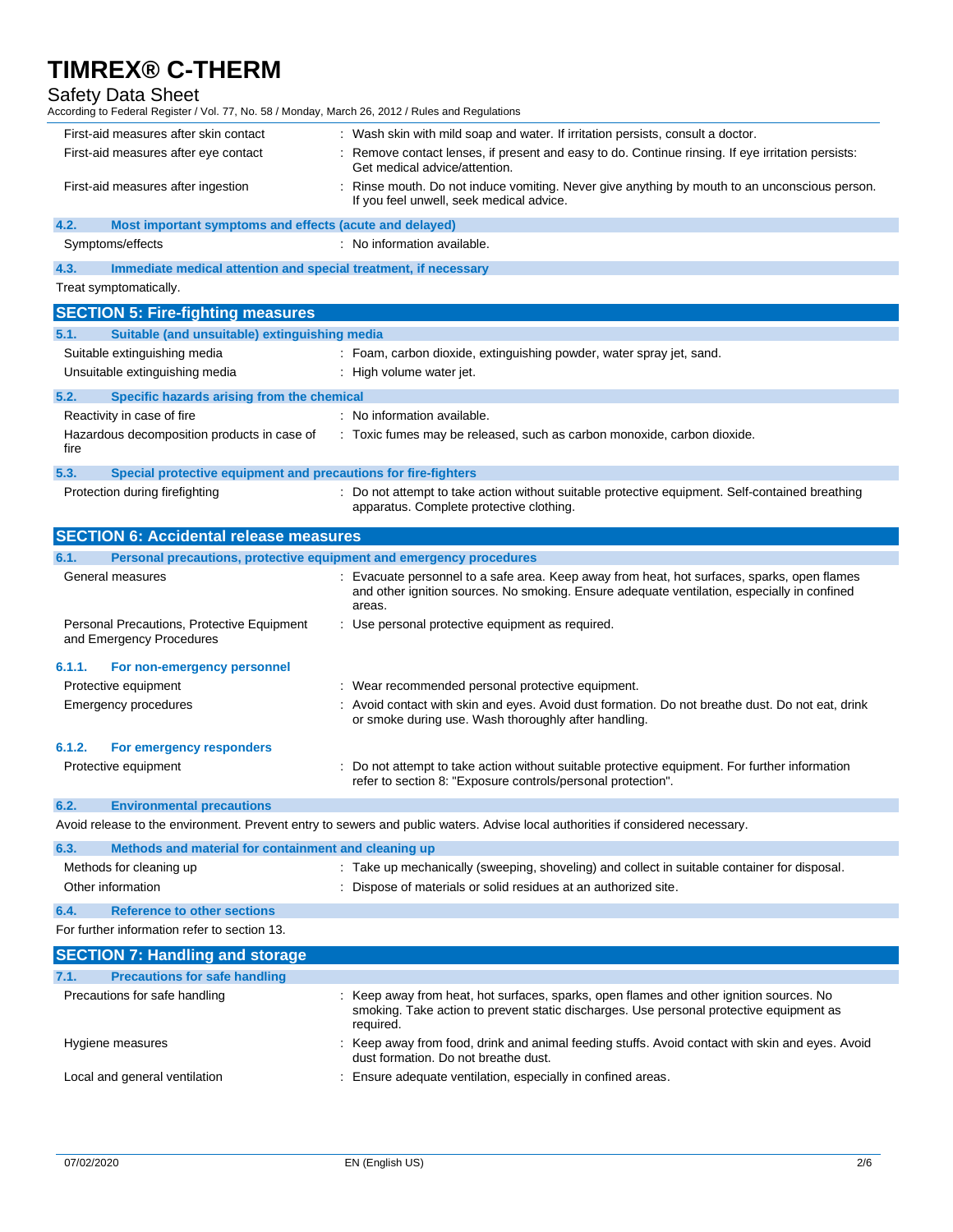First-aid measures after skin contact : Wash skin with mild soap and water. If irritation persists, consult a doctor.

First-aid measures after eye contact : Remove contact lenses, if present and easy to do. Continue rinsing. If eye irritation persists: Get medical advice/attention.

First-aid measures after ingestion : Rinse mouth. Do not induce vomiting. Never give anything by mouth to an unconscious person. If you feel unwell, seek medical advice.

### 4.2. Most important symptoms and effects (acute and delayed)

Symptoms/effects : No information available.

### 4.3. Immediate medical attention and special treatment, if necessary

Treat symptomatically.

## SECTION 5: Fire-fighting measures

### 5.1. Suitable (and unsuitable) extinguishing media

Suitable extinguishing media : Foam, carbon dioxide, extinguishing powder, water spray jet, sand.

Unsuitable extinguishing media : High volume water jet.

### 5.2. Specific hazards arising from the chemical

Reactivity in case of fire : No information available.

Hazardous decomposition products in case of fire : Toxic fumes may be released, such as carbon monoxide, carbon dioxide.

### 5.3. Special protective equipment and precautions for fire-fighters

Protection during firefighting : Do not attempt to take action without suitable protective equipment. Self-contained breathing apparatus. Complete protective clothing.

## SECTION 6: Accidental release measures

### 6.1. Personal precautions, protective equipment and emergency procedures

General measures : Evacuate personnel to a safe area. Keep away from heat, hot surfaces, sparks, open flames and other ignition sources. No smoking. Ensure adequate ventilation, especially in confined areas.

Personal Precautions, Protective Equipment and Emergency Procedures : Use personal protective equipment as required.

#### 6.1.1. For non-emergency personnel

Protective equipment : Wear recommended personal protective equipment.

Emergency procedures : Avoid contact with skin and eyes. Avoid dust formation. Do not breathe dust. Do not eat, drink or smoke during use. Wash thoroughly after handling.

#### 6.1.2. For emergency responders

Protective equipment : Do not attempt to take action without suitable protective equipment. For further information refer to section 8: "Exposure controls/personal protection".

### 6.2. Environmental precautions

Avoid release to the environment. Prevent entry to sewers and public waters. Advise local authorities if considered necessary.

### 6.3. Methods and material for containment and cleaning up

Methods for cleaning up : Take up mechanically (sweeping, shoveling) and collect in suitable container for disposal.

Other information : Dispose of materials or solid residues at an authorized site.

### 6.4. Reference to other sections

For further information refer to section 13.

## SECTION 7: Handling and storage

### 7.1. Precautions for safe handling

Precautions for safe handling : Keep away from heat, hot surfaces, sparks, open flames and other ignition sources. No smoking. Take action to prevent static discharges. Use personal protective equipment as required.

Hygiene measures : Keep away from food, drink and animal feeding stuffs. Avoid contact with skin and eyes. Avoid dust formation. Do not breathe dust.

Local and general ventilation : Ensure adequate ventilation, especially in confined areas.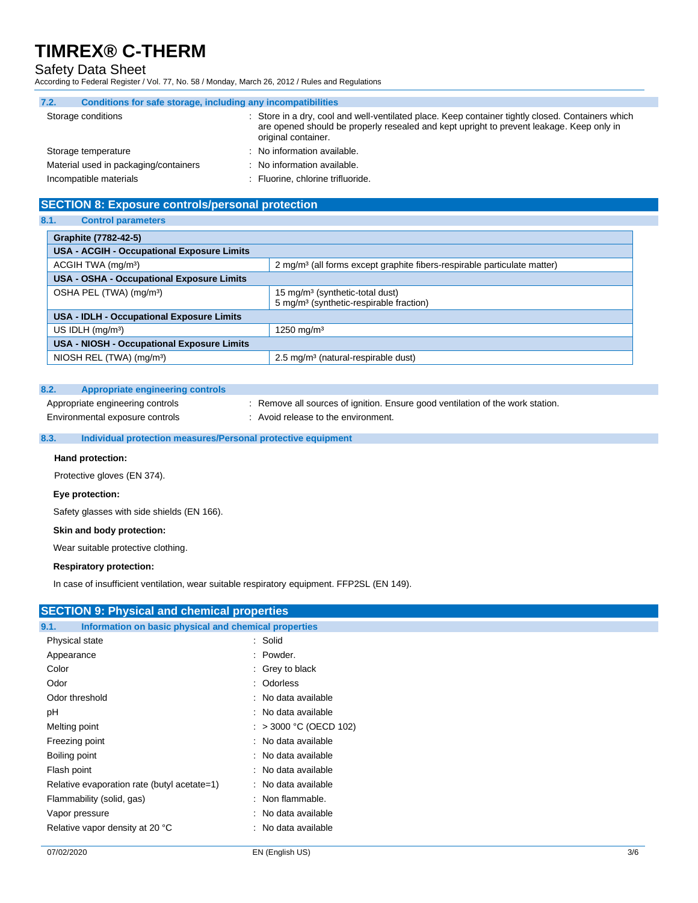### 7.2. Conditions for safe storage, including any incompatibilities

| | |
|---|---|
| Storage conditions | : Store in a dry, cool and well-ventilated place. Keep container tightly closed. Containers which are opened should be properly resealed and kept upright to prevent leakage. Keep only in original container. |
| Storage temperature | : No information available. |
| Material used in packaging/containers | : No information available. |
| Incompatible materials | : Fluorine, chlorine trifluoride. |

## SECTION 8: Exposure controls/personal protection

### 8.1. Control parameters

| Graphite (7782-42-5) | |
|---|---|
| **USA - ACGIH - Occupational Exposure Limits** | |
| ACGIH TWA (mg/m³) | 2 mg/m³ (all forms except graphite fibers-respirable particulate matter) |
| **USA - OSHA - Occupational Exposure Limits** | |
| OSHA PEL (TWA) (mg/m³) | 15 mg/m³ (synthetic-total dust)<br>5 mg/m³ (synthetic-respirable fraction) |
| **USA - IDLH - Occupational Exposure Limits** | |
| US IDLH (mg/m³) | 1250 mg/m³ |
| **USA - NIOSH - Occupational Exposure Limits** | |
| NIOSH REL (TWA) (mg/m³) | 2.5 mg/m³ (natural-respirable dust) |

### 8.2. Appropriate engineering controls

| | |
|---|---|
| Appropriate engineering controls | : Remove all sources of ignition. Ensure good ventilation of the work station. |
| Environmental exposure controls | : Avoid release to the environment. |

### 8.3. Individual protection measures/Personal protective equipment

**Hand protection:**

Protective gloves (EN 374).

**Eye protection:**

Safety glasses with side shields (EN 166).

**Skin and body protection:**

Wear suitable protective clothing.

**Respiratory protection:**

In case of insufficient ventilation, wear suitable respiratory equipment. FFP2SL (EN 149).

## SECTION 9: Physical and chemical properties

### 9.1. Information on basic physical and chemical properties

| | |
|---|---|
| Physical state | : Solid |
| Appearance | : Powder. |
| Color | : Grey to black |
| Odor | : Odorless |
| Odor threshold | : No data available |
| pH | : No data available |
| Melting point | : > 3000 °C (OECD 102) |
| Freezing point | : No data available |
| Boiling point | : No data available |
| Flash point | : No data available |
| Relative evaporation rate (butyl acetate=1) | : No data available |
| Flammability (solid, gas) | : Non flammable. |
| Vapor pressure | : No data available |
| Relative vapor density at 20 °C | : No data available |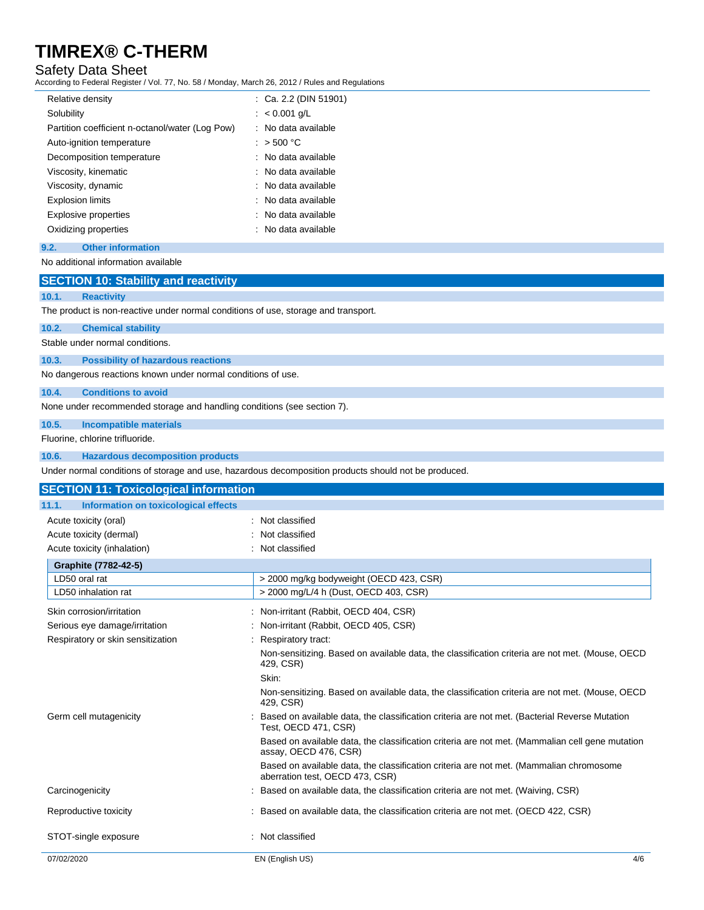| | |
|---|---|
| Relative density | : Ca. 2.2 (DIN 51901) |
| Solubility | : < 0.001 g/L |
| Partition coefficient n-octanol/water (Log Pow) | : No data available |
| Auto-ignition temperature | : > 500 °C |
| Decomposition temperature | : No data available |
| Viscosity, kinematic | : No data available |
| Viscosity, dynamic | : No data available |
| Explosion limits | : No data available |
| Explosive properties | : No data available |
| Oxidizing properties | : No data available |

### 9.2. Other information

No additional information available

## SECTION 10: Stability and reactivity

### 10.1. Reactivity

The product is non-reactive under normal conditions of use, storage and transport.

### 10.2. Chemical stability

Stable under normal conditions.

### 10.3. Possibility of hazardous reactions

No dangerous reactions known under normal conditions of use.

### 10.4. Conditions to avoid

None under recommended storage and handling conditions (see section 7).

### 10.5. Incompatible materials

Fluorine, chlorine trifluoride.

### 10.6. Hazardous decomposition products

Under normal conditions of storage and use, hazardous decomposition products should not be produced.

## SECTION 11: Toxicological information

### 11.1. Information on toxicological effects

| | |
|---|---|
| Acute toxicity (oral) | : Not classified |
| Acute toxicity (dermal) | : Not classified |
| Acute toxicity (inhalation) | : Not classified |

| **Graphite (7782-42-5)** | |
|---|---|
| LD50 oral rat | > 2000 mg/kg bodyweight (OECD 423, CSR) |
| LD50 inhalation rat | > 2000 mg/L/4 h (Dust, OECD 403, CSR) |

| | |
|---|---|
| Skin corrosion/irritation | : Non-irritant (Rabbit, OECD 404, CSR) |
| Serious eye damage/irritation | : Non-irritant (Rabbit, OECD 405, CSR) |
| Respiratory or skin sensitization | : Respiratory tract: |
| | Non-sensitizing. Based on available data, the classification criteria are not met. (Mouse, OECD 429, CSR) |
| | Skin: |
| | Non-sensitizing. Based on available data, the classification criteria are not met. (Mouse, OECD 429, CSR) |
| Germ cell mutagenicity | : Based on available data, the classification criteria are not met. (Bacterial Reverse Mutation Test, OECD 471, CSR) |
| | Based on available data, the classification criteria are not met. (Mammalian cell gene mutation assay, OECD 476, CSR) |
| | Based on available data, the classification criteria are not met. (Mammalian chromosome aberration test, OECD 473, CSR) |
| Carcinogenicity | : Based on available data, the classification criteria are not met. (Waiving, CSR) |
| Reproductive toxicity | : Based on available data, the classification criteria are not met. (OECD 422, CSR) |
| STOT-single exposure | : Not classified |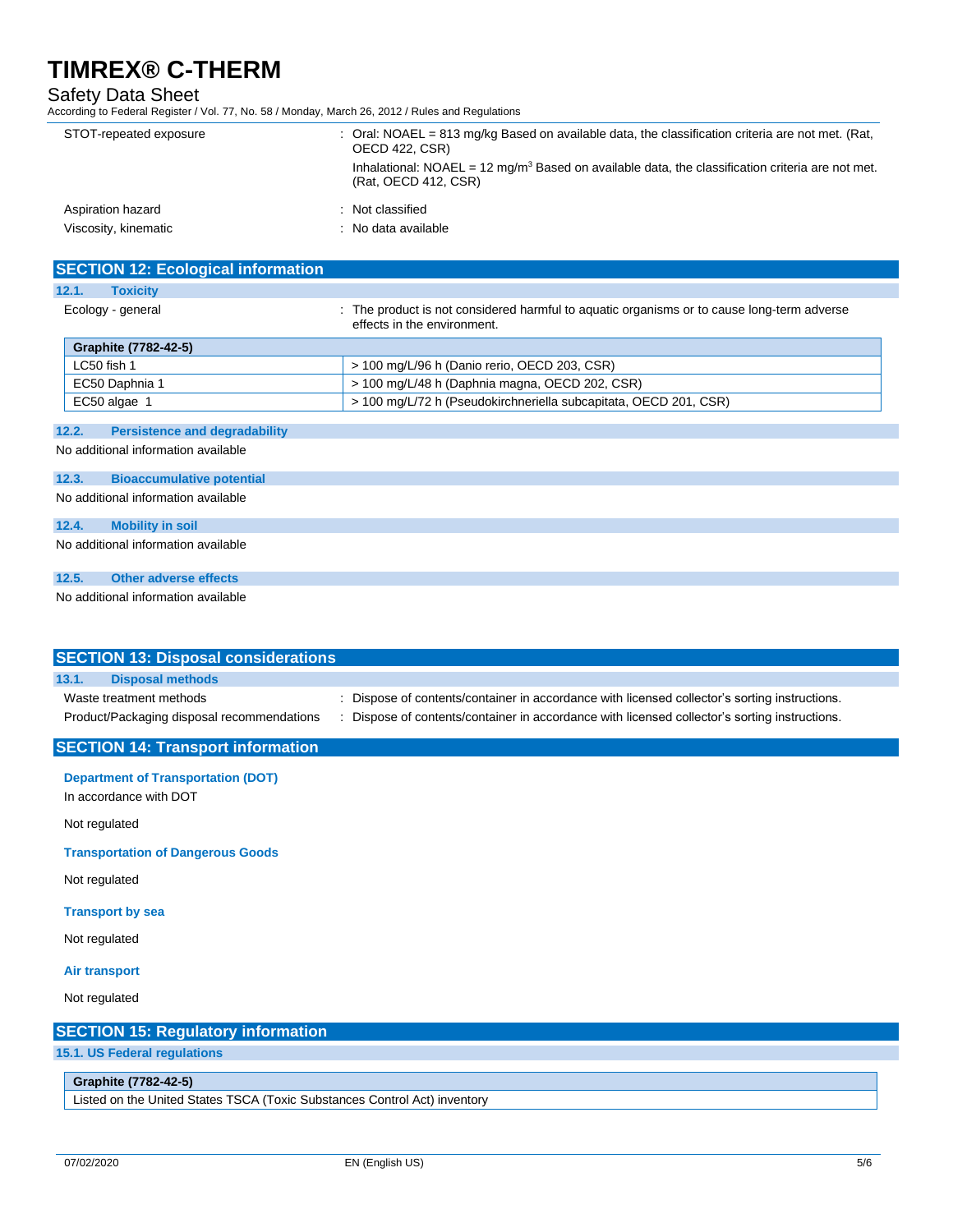| | |
|---|---|
| STOT-repeated exposure | : Oral: NOAEL = 813 mg/kg Based on available data, the classification criteria are not met. (Rat, OECD 422, CSR)<br>Inhalational: NOAEL = 12 mg/m³ Based on available data, the classification criteria are not met. (Rat, OECD 412, CSR) |
| Aspiration hazard | : Not classified |
| Viscosity, kinematic | : No data available |

## SECTION 12: Ecological information

### 12.1. Toxicity

Ecology - general : The product is not considered harmful to aquatic organisms or to cause long-term adverse effects in the environment.

| Graphite (7782-42-5) | |
|---|---|
| LC50 fish 1 | > 100 mg/L/96 h (Danio rerio, OECD 203, CSR) |
| EC50 Daphnia 1 | > 100 mg/L/48 h (Daphnia magna, OECD 202, CSR) |
| EC50 algae 1 | > 100 mg/L/72 h (Pseudokirchneriella subcapitata, OECD 201, CSR) |

### 12.2. Persistence and degradability

No additional information available

### 12.3. Bioaccumulative potential

No additional information available

### 12.4. Mobility in soil

No additional information available

### 12.5. Other adverse effects

No additional information available

## SECTION 13: Disposal considerations

### 13.1. Disposal methods

Waste treatment methods : Dispose of contents/container in accordance with licensed collector's sorting instructions.

Product/Packaging disposal recommendations : Dispose of contents/container in accordance with licensed collector's sorting instructions.

## SECTION 14: Transport information

**Department of Transportation (DOT)**

In accordance with DOT

Not regulated

**Transportation of Dangerous Goods**

Not regulated

**Transport by sea**

Not regulated

**Air transport**

Not regulated

## SECTION 15: Regulatory information

### 15.1. US Federal regulations

| Graphite (7782-42-5) |
|---|
| Listed on the United States TSCA (Toxic Substances Control Act) inventory |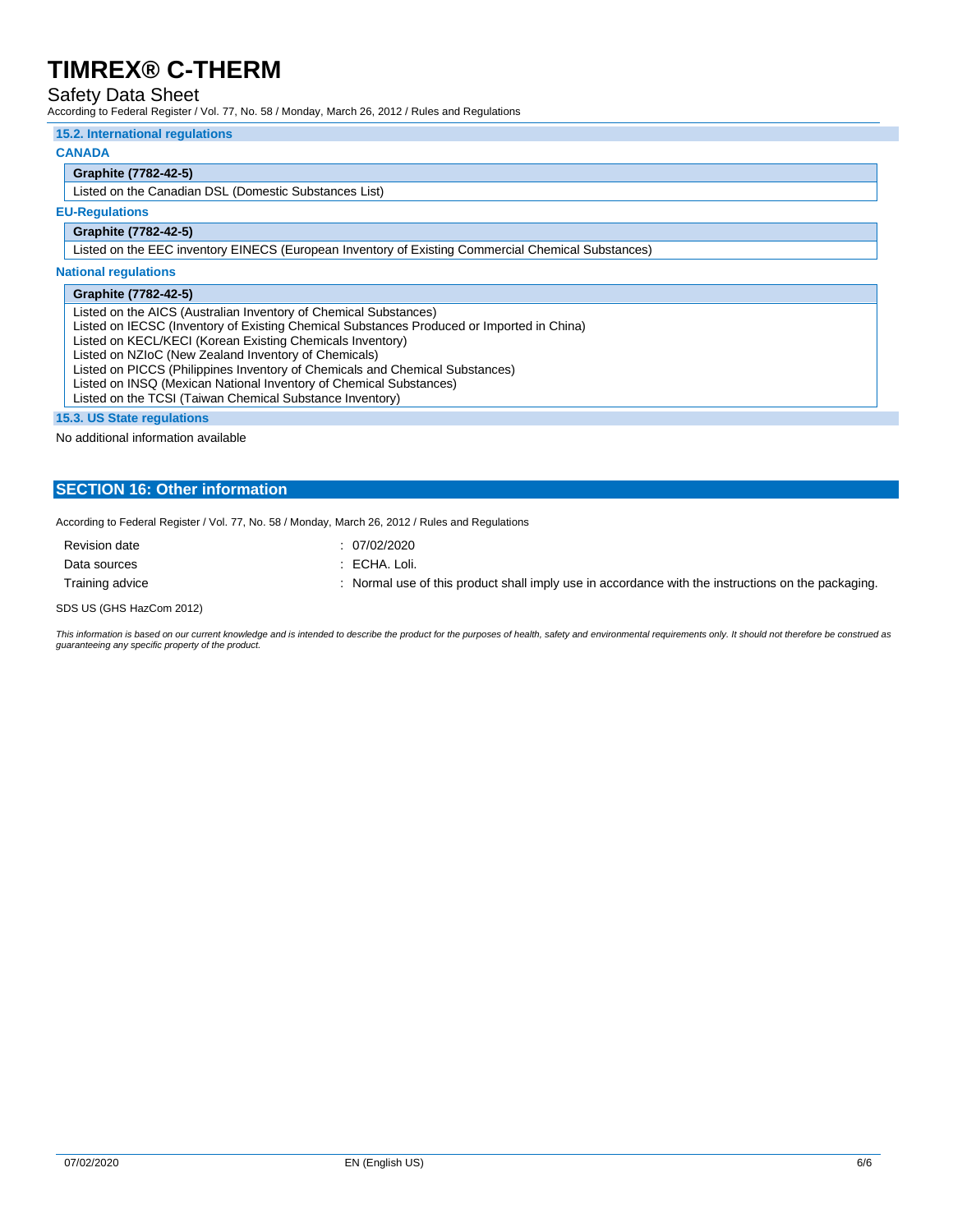### 15.2. International regulations

**CANADA**

| Graphite (7782-42-5) |
| --- |
| Listed on the Canadian DSL (Domestic Substances List) |

**EU-Regulations**

| Graphite (7782-42-5) |
| --- |
| Listed on the EEC inventory EINECS (European Inventory of Existing Commercial Chemical Substances) |

**National regulations**

| Graphite (7782-42-5) |
| --- |
| Listed on the AICS (Australian Inventory of Chemical Substances)<br>Listed on IECSC (Inventory of Existing Chemical Substances Produced or Imported in China)<br>Listed on KECL/KECI (Korean Existing Chemicals Inventory)<br>Listed on NZIoC (New Zealand Inventory of Chemicals)<br>Listed on PICCS (Philippines Inventory of Chemicals and Chemical Substances)<br>Listed on INSQ (Mexican National Inventory of Chemical Substances)<br>Listed on the TCSI (Taiwan Chemical Substance Inventory) |

### 15.3. US State regulations

No additional information available

## SECTION 16: Other information

According to Federal Register / Vol. 77, No. 58 / Monday, March 26, 2012 / Rules and Regulations

| | |
| --- | --- |
| Revision date | : 07/02/2020 |
| Data sources | : ECHA. Loli. |
| Training advice | : Normal use of this product shall imply use in accordance with the instructions on the packaging. |

SDS US (GHS HazCom 2012)

*This information is based on our current knowledge and is intended to describe the product for the purposes of health, safety and environmental requirements only. It should not therefore be construed as guaranteeing any specific property of the product.*